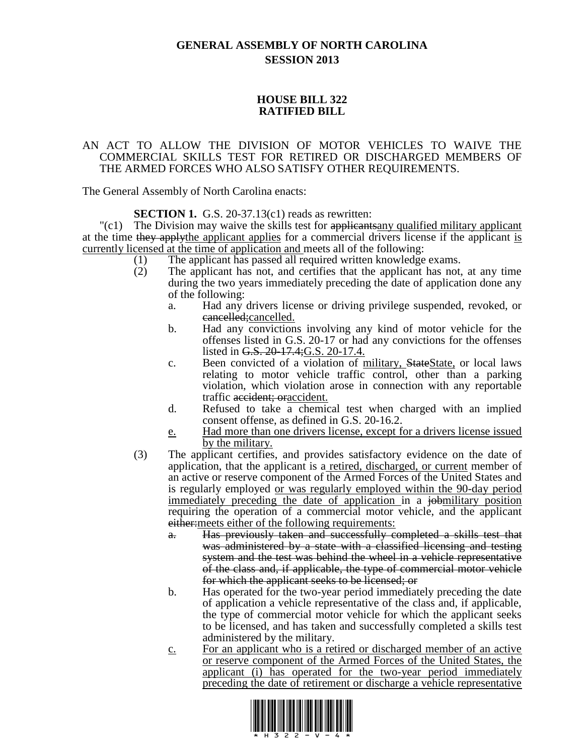# GENERAL ASSEMBLY OF NORTH CAROLINA
## SESSION 2013

## HOUSE BILL 322
## RATIFIED BILL

AN ACT TO ALLOW THE DIVISION OF MOTOR VEHICLES TO WAIVE THE COMMERCIAL SKILLS TEST FOR RETIRED OR DISCHARGED MEMBERS OF THE ARMED FORCES WHO ALSO SATISFY OTHER REQUIREMENTS.

The General Assembly of North Carolina enacts:

**SECTION 1.** G.S. 20-37.13(c1) reads as rewritten:

"(c1) The Division may waive the skills test for ~~applicants~~any qualified military applicant at the time ~~they apply~~the applicant applies for a commercial drivers license if the applicant is currently licensed at the time of application and meets all of the following:

(1) The applicant has passed all required written knowledge exams.

(2) The applicant has not, and certifies that the applicant has not, at any time during the two years immediately preceding the date of application done any of the following:

a. Had any drivers license or driving privilege suspended, revoked, or ~~cancelled;~~cancelled.

b. Had any convictions involving any kind of motor vehicle for the offenses listed in G.S. 20-17 or had any convictions for the offenses listed in ~~G.S. 20-17.4;~~G.S. 20-17.4.

c. Been convicted of a violation of military, ~~State~~State, or local laws relating to motor vehicle traffic control, other than a parking violation, which violation arose in connection with any reportable traffic ~~accident; or~~accident.

d. Refused to take a chemical test when charged with an implied consent offense, as defined in G.S. 20-16.2.

e. Had more than one drivers license, except for a drivers license issued by the military.

(3) The applicant certifies, and provides satisfactory evidence on the date of application, that the applicant is a retired, discharged, or current member of an active or reserve component of the Armed Forces of the United States and is regularly employed or was regularly employed within the 90-day period immediately preceding the date of application in a ~~job~~military position requiring the operation of a commercial motor vehicle, and the applicant ~~either:~~meets either of the following requirements:

~~a. Has previously taken and successfully completed a skills test that was administered by a state with a classified licensing and testing system and the test was behind the wheel in a vehicle representative of the class and, if applicable, the type of commercial motor vehicle for which the applicant seeks to be licensed; or~~

b. Has operated for the two-year period immediately preceding the date of application a vehicle representative of the class and, if applicable, the type of commercial motor vehicle for which the applicant seeks to be licensed, and has taken and successfully completed a skills test administered by the military.

c. For an applicant who is a retired or discharged member of an active or reserve component of the Armed Forces of the United States, the applicant (i) has operated for the two-year period immediately preceding the date of retirement or discharge a vehicle representative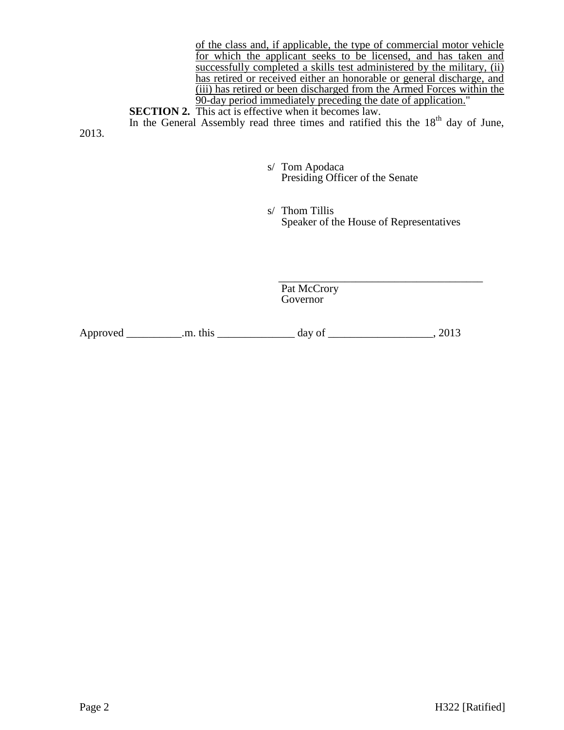of the class and, if applicable, the type of commercial motor vehicle for which the applicant seeks to be licensed, and has taken and successfully completed a skills test administered by the military, (ii) has retired or received either an honorable or general discharge, and (iii) has retired or been discharged from the Armed Forces within the 90-day period immediately preceding the date of application."

**SECTION 2.** This act is effective when it becomes law.

In the General Assembly read three times and ratified this the 18th day of June, 2013.

s/ Tom Apodaca
Presiding Officer of the Senate

s/ Thom Tillis
Speaker of the House of Representatives

_____________________________________
Pat McCrory
Governor

Approved __________.m. this ______________ day of ___________________, 2013